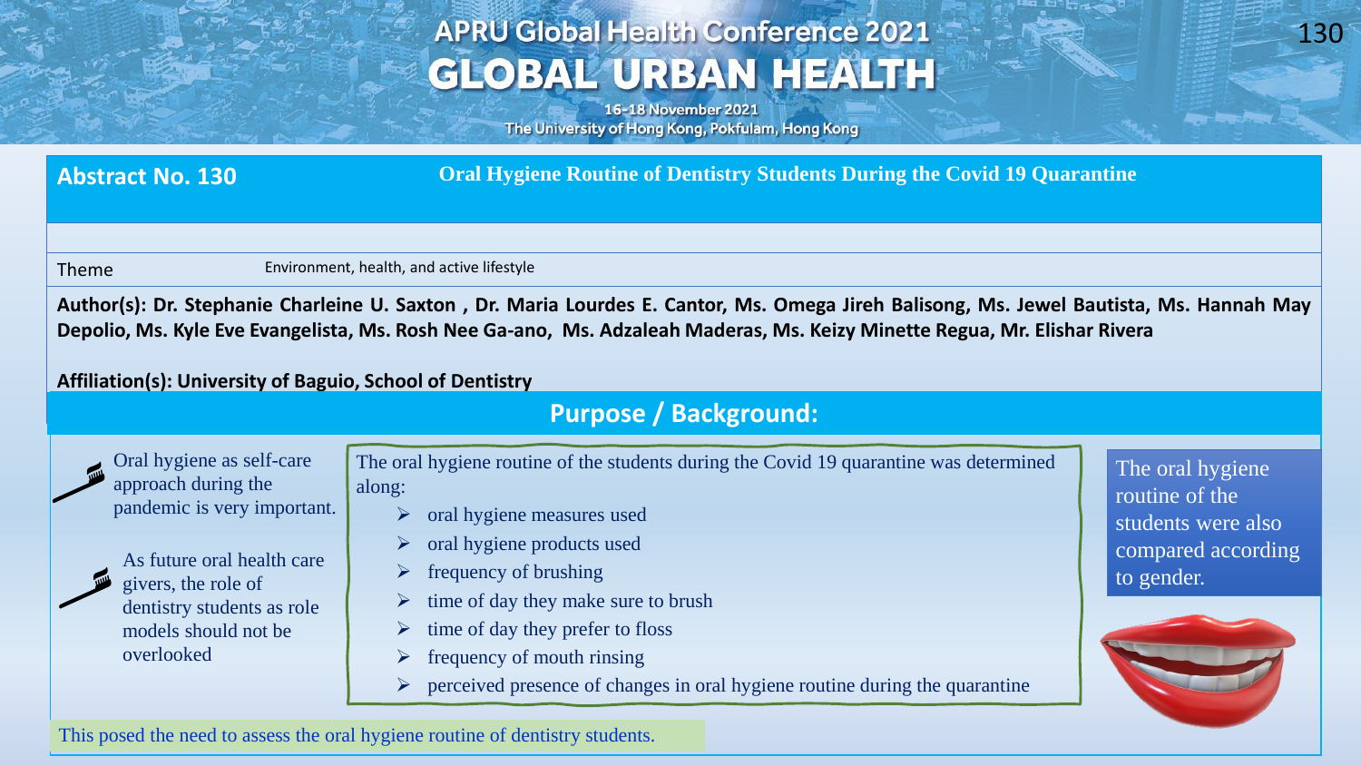**Abstract No. 130**

# Oral Hygiene Routine of Dentistry Students During the Covid 19 Quarantine

Theme: Environment, health, and active lifestyle

**Author(s): Dr. Stephanie Charleine U. Saxton , Dr. Maria Lourdes E. Cantor, Ms. Omega Jireh Balisong, Ms. Jewel Bautista, Ms. Hannah May Depolio, Ms. Kyle Eve Evangelista, Ms. Rosh Nee Ga-ano, Ms. Adzaleah Maderas, Ms. Keizy Minette Regua, Mr. Elishar Rivera**

**Affiliation(s): University of Baguio, School of Dentistry**

## Purpose / Background:

Oral hygiene as self-care approach during the pandemic is very important.

As future oral health care givers, the role of dentistry students as role models should not be overlooked

The oral hygiene routine of the students during the Covid 19 quarantine was determined along:

- oral hygiene measures used
- oral hygiene products used
- frequency of brushing
- time of day they make sure to brush
- time of day they prefer to floss
- frequency of mouth rinsing
- perceived presence of changes in oral hygiene routine during the quarantine

The oral hygiene routine of the students were also compared according to gender.

This posed the need to assess the oral hygiene routine of dentistry students.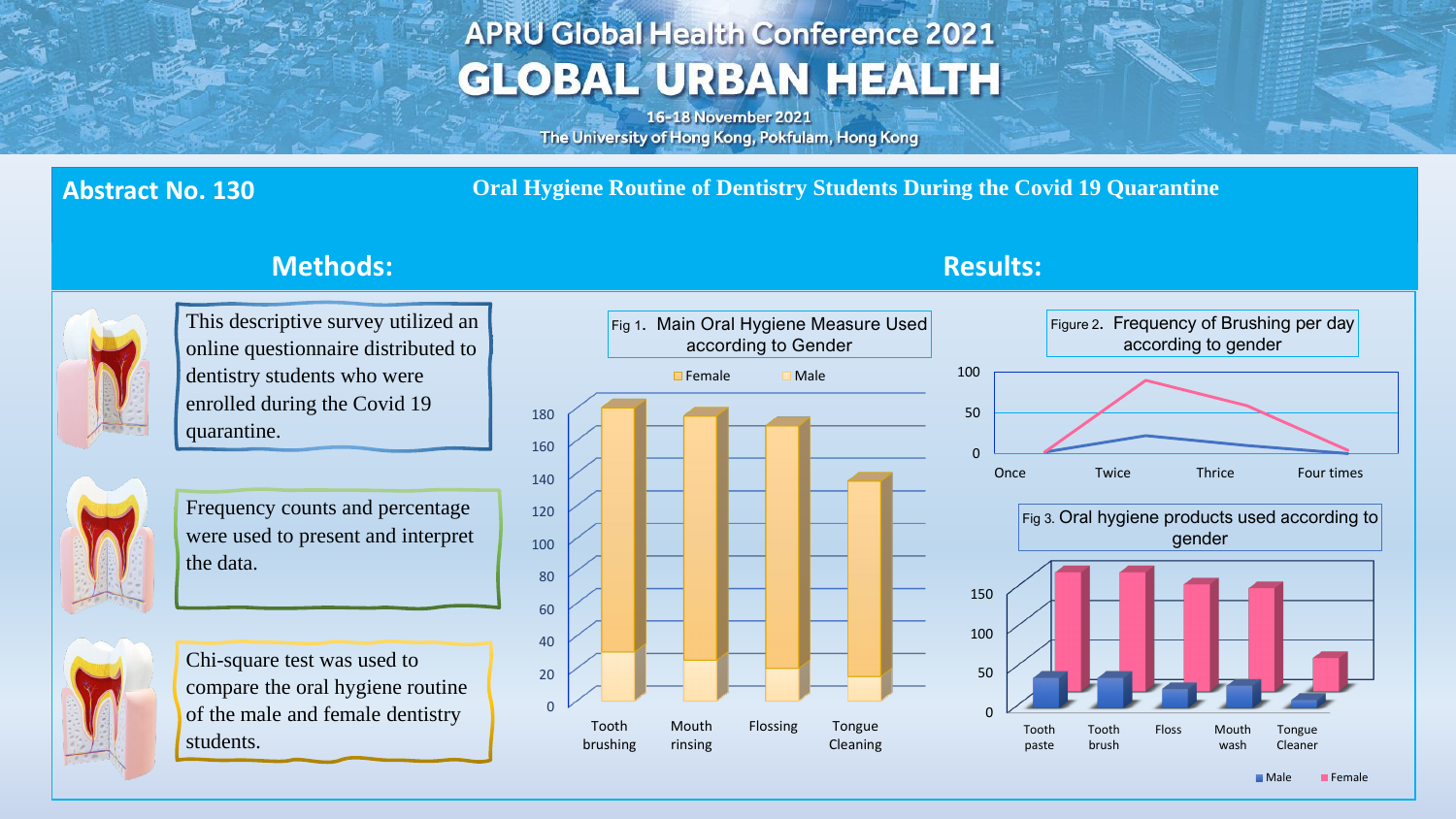# APRU Global Health Conference 2021
# GLOBAL URBAN HEALTH

16-18 November 2021
The University of Hong Kong, Pokfulam, Hong Kong

**Abstract No. 130**

**Oral Hygiene Routine of Dentistry Students During the Covid 19 Quarantine**

## Methods:

This descriptive survey utilized an online questionnaire distributed to dentistry students who were enrolled during the Covid 19 quarantine.

Frequency counts and percentage were used to present and interpret the data.

Chi-square test was used to compare the oral hygiene routine of the male and female dentistry students.

## Results:

Fig 1. Main Oral Hygiene Measure Used according to Gender

Female | Male

Tooth brushing | Mouth rinsing | Flossing | Tongue Cleaning

Figure 2. Frequency of Brushing per day according to gender

Once | Twice | Thrice | Four times

Fig 3. Oral hygiene products used according to gender

Tooth paste | Tooth brush | Floss | Mouth wash | Tongue Cleaner

Male | Female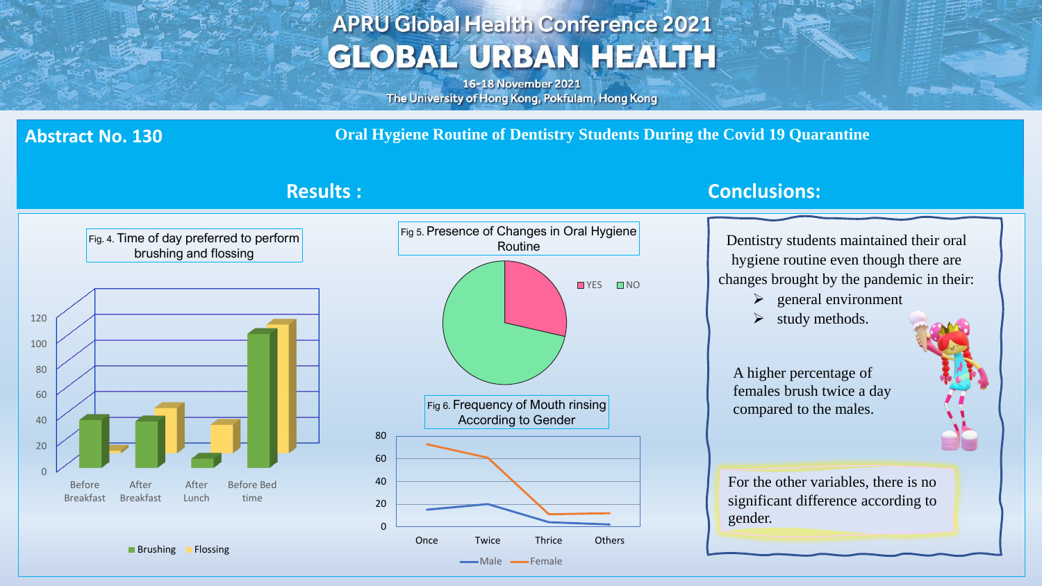# APRU Global Health Conference 2021
## GLOBAL URBAN HEALTH

16-18 November 2021
The University of Hong Kong, Pokfulam, Hong Kong

**Abstract No. 130**

**Oral Hygiene Routine of Dentistry Students During the Covid 19 Quarantine**

## Results :

Fig. 4. Time of day preferred to perform brushing and flossing

120
100
80
60
40
20
0

Before Breakfast
After Breakfast
After Lunch
Before Bed time

Brushing
Flossing

Fig 5. Presence of Changes in Oral Hygiene Routine

YES
NO

Fig 6. Frequency of Mouth rinsing According to Gender

80
60
40
20
0

Once
Twice
Thrice
Others

Male
Female

## Conclusions:

Dentistry students maintained their oral hygiene routine even though there are changes brought by the pandemic in their:

- general environment
- study methods.

A higher percentage of females brush twice a day compared to the males.

For the other variables, there is no significant difference according to gender.